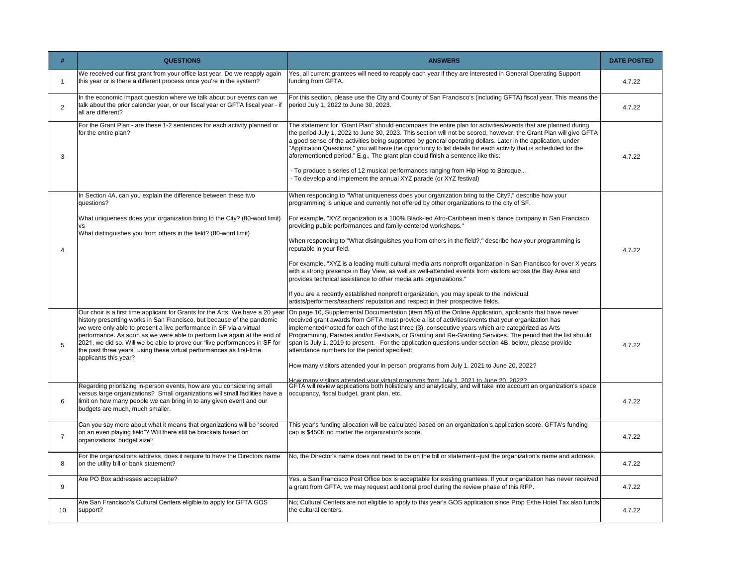| # | QUESTIONS | ANSWERS | DATE POSTED |
|---|---|---|---|
| 1 | We received our first grant from your office last year. Do we reapply again this year or is there a different process once you're in the system? | Yes, all current grantees will need to reapply each year if they are interested in General Operating Support funding from GFTA. | 4.7.22 |
| 2 | In the economic impact question where we talk about our events can we talk about the prior calendar year, or our fiscal year or GFTA fiscal year - if all are different? | For this section, please use the City and County of San Francisco's (including GFTA) fiscal year. This means the period July 1, 2022 to June 30, 2023. | 4.7.22 |
| 3 | For the Grant Plan - are these 1-2 sentences for each activity planned or for the entire plan? | The statement for "Grant Plan" should encompass the entire plan for activities/events that are planned during the period July 1, 2022 to June 30, 2023. This section will not be scored, however, the Grant Plan will give GFTA a good sense of the activities being supported by general operating dollars. Later in the application, under "Application Questions," you will have the opportunity to list details for each activity that is scheduled for the aforementioned period." E.g., The grant plan could finish a sentence like this:<br><br>- To produce a series of 12 musical performances ranging from Hip Hop to Baroque...<br>- To develop and implement the annual XYZ parade (or XYZ festival) | 4.7.22 |
| 4 | In Section 4A, can you explain the difference between these two questions?<br><br>What uniqueness does your organization bring to the City? (80-word limit)<br>vs<br>What distinguishes you from others in the field? (80-word limit) | When responding to "What uniqueness does your organization bring to the City?," describe how your programming is unique and currently not offered by other organizations to the city of SF.<br><br>For example, "XYZ organization is a 100% Black-led Afro-Caribbean men's dance company in San Francisco providing public performances and family-centered workshops."<br><br>When responding to "What distinguishes you from others in the field?," describe how your programming is reputable in your field.<br><br>For example, "XYZ is a leading multi-cultural media arts nonprofit organization in San Francisco for over X years with a strong presence in Bay View, as well as well-attended events from visitors across the Bay Area and provides technical assistance to other media arts organizations."<br><br>If you are a recently established nonprofit organization, you may speak to the individual artists/performers/teachers' reputation and respect in their prospective fields. | 4.7.22 |
| 5 | Our choir is a first time applicant for Grants for the Arts. We have a 20 year history presenting works in San Francisco, but because of the pandemic we were only able to present a live performance in SF via a virtual performance. As soon as we were able to perform live again at the end of 2021, we did so. Will we be able to prove our "live performances in SF for the past three years" using these virtual performances as first-time applicants this year? | On page 10, Supplemental Documentation (item #5) of the Online Application, applicants that have never received grant awards from GFTA must provide a list of activities/events that your organization has implemented/hosted for each of the last three (3), consecutive years which are categorized as Arts Programming, Parades and/or Festivals, or Granting and Re-Granting Services. The period that the list should span is July 1, 2019 to present. For the application questions under section 4B, below, please provide attendance numbers for the period specified:<br><br>How many visitors attended your in-person programs from July 1. 2021 to June 20, 2022?<br><br>How many visitors attended your virtual programs from July 1, 2021 to June 20, 2022? | 4.7.22 |
| 6 | Regarding prioritizing in-person events, how are you considering small versus large organizations? Small organizations will small facilities have a limit on how many people we can bring in to any given event and our budgets are much, much smaller. | GFTA will review applications both holistically and analytically, and will take into account an organization's space occupancy, fiscal budget, grant plan, etc. | 4.7.22 |
| 7 | Can you say more about what it means that organizations will be "scored on an even playing field"? Will there still be brackets based on organizations' budget size? | This year's funding allocation will be calculated based on an organization's application score. GFTA's funding cap is $450K no matter the organization's score. | 4.7.22 |
| 8 | For the organizations address, does it require to have the Directors name on the utility bill or bank statement? | No, the Director's name does not need to be on the bill or statement--just the organization's name and address. | 4.7.22 |
| 9 | Are PO Box addresses acceptable? | Yes, a San Francisco Post Office box is acceptable for existing grantees. If your organization has never received a grant from GFTA, we may request additional proof during the review phase of this RFP. | 4.7.22 |
| 10 | Are San Francisco's Cultural Centers eligible to apply for GFTA GOS support? | No; Cultural Centers are not eligible to apply to this year's GOS application since Prop E/the Hotel Tax also funds the cultural centers. | 4.7.22 |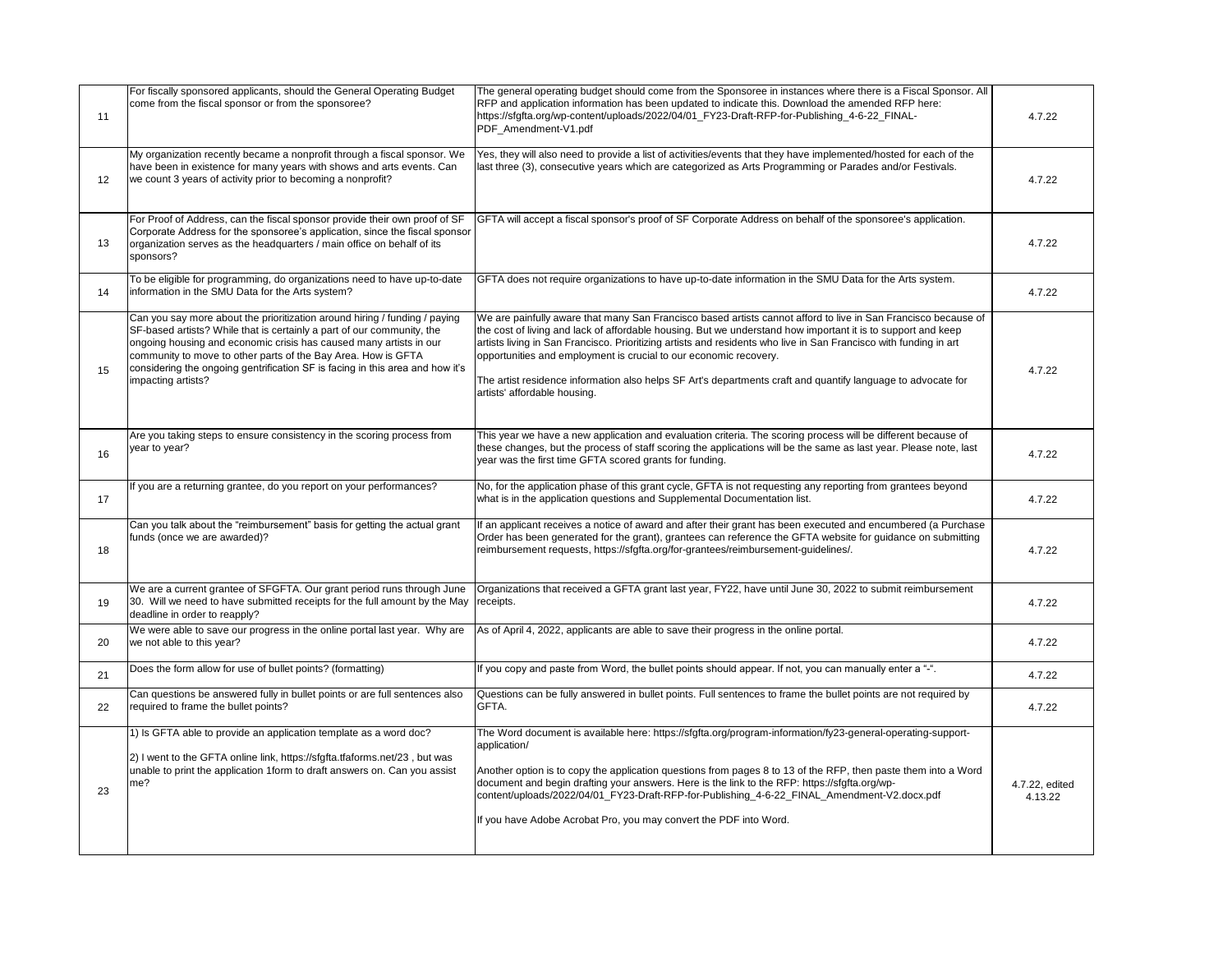| | | | |
|---|---|---|---|
| 11 | For fiscally sponsored applicants, should the General Operating Budget come from the fiscal sponsor or from the sponsoree? | The general operating budget should come from the Sponsoree in instances where there is a Fiscal Sponsor. All RFP and application information has been updated to indicate this. Download the amended RFP here: https://sfgfta.org/wp-content/uploads/2022/04/01_FY23-Draft-RFP-for-Publishing_4-6-22_FINAL-PDF_Amendment-V1.pdf | 4.7.22 |
| 12 | My organization recently became a nonprofit through a fiscal sponsor. We have been in existence for many years with shows and arts events. Can we count 3 years of activity prior to becoming a nonprofit? | Yes, they will also need to provide a list of activities/events that they have implemented/hosted for each of the last three (3), consecutive years which are categorized as Arts Programming or Parades and/or Festivals. | 4.7.22 |
| 13 | For Proof of Address, can the fiscal sponsor provide their own proof of SF Corporate Address for the sponsoree's application, since the fiscal sponsor organization serves as the headquarters / main office on behalf of its sponsors? | GFTA will accept a fiscal sponsor's proof of SF Corporate Address on behalf of the sponsoree's application. | 4.7.22 |
| 14 | To be eligible for programming, do organizations need to have up-to-date information in the SMU Data for the Arts system? | GFTA does not require organizations to have up-to-date information in the SMU Data for the Arts system. | 4.7.22 |
| 15 | Can you say more about the prioritization around hiring / funding / paying SF-based artists? While that is certainly a part of our community, the ongoing housing and economic crisis has caused many artists in our community to move to other parts of the Bay Area. How is GFTA considering the ongoing gentrification SF is facing in this area and how it's impacting artists? | We are painfully aware that many San Francisco based artists cannot afford to live in San Francisco because of the cost of living and lack of affordable housing. But we understand how important it is to support and keep artists living in San Francisco. Prioritizing artists and residents who live in San Francisco with funding in art opportunities and employment is crucial to our economic recovery.<br><br>The artist residence information also helps SF Art's departments craft and quantify language to advocate for artists' affordable housing. | 4.7.22 |
| 16 | Are you taking steps to ensure consistency in the scoring process from year to year? | This year we have a new application and evaluation criteria. The scoring process will be different because of these changes, but the process of staff scoring the applications will be the same as last year. Please note, last year was the first time GFTA scored grants for funding. | 4.7.22 |
| 17 | If you are a returning grantee, do you report on your performances? | No, for the application phase of this grant cycle, GFTA is not requesting any reporting from grantees beyond what is in the application questions and Supplemental Documentation list. | 4.7.22 |
| 18 | Can you talk about the "reimbursement" basis for getting the actual grant funds (once we are awarded)? | If an applicant receives a notice of award and after their grant has been executed and encumbered (a Purchase Order has been generated for the grant), grantees can reference the GFTA website for guidance on submitting reimbursement requests, https://sfgfta.org/for-grantees/reimbursement-guidelines/. | 4.7.22 |
| 19 | We are a current grantee of SFGFTA. Our grant period runs through June 30. Will we need to have submitted receipts for the full amount by the May deadline in order to reapply? | Organizations that received a GFTA grant last year, FY22, have until June 30, 2022 to submit reimbursement receipts. | 4.7.22 |
| 20 | We were able to save our progress in the online portal last year. Why are we not able to this year? | As of April 4, 2022, applicants are able to save their progress in the online portal. | 4.7.22 |
| 21 | Does the form allow for use of bullet points? (formatting) | If you copy and paste from Word, the bullet points should appear. If not, you can manually enter a "-". | 4.7.22 |
| 22 | Can questions be answered fully in bullet points or are full sentences also required to frame the bullet points? | Questions can be fully answered in bullet points. Full sentences to frame the bullet points are not required by GFTA. | 4.7.22 |
| 23 | 1) Is GFTA able to provide an application template as a word doc?<br><br>2) I went to the GFTA online link, https://sfgfta.tfaforms.net/23 , but was unable to print the application 1form to draft answers on. Can you assist me? | The Word document is available here: https://sfgfta.org/program-information/fy23-general-operating-support-application/<br><br>Another option is to copy the application questions from pages 8 to 13 of the RFP, then paste them into a Word document and begin drafting your answers. Here is the link to the RFP: https://sfgfta.org/wp-content/uploads/2022/04/01_FY23-Draft-RFP-for-Publishing_4-6-22_FINAL_Amendment-V2.docx.pdf<br><br>If you have Adobe Acrobat Pro, you may convert the PDF into Word. | 4.7.22, edited 4.13.22 |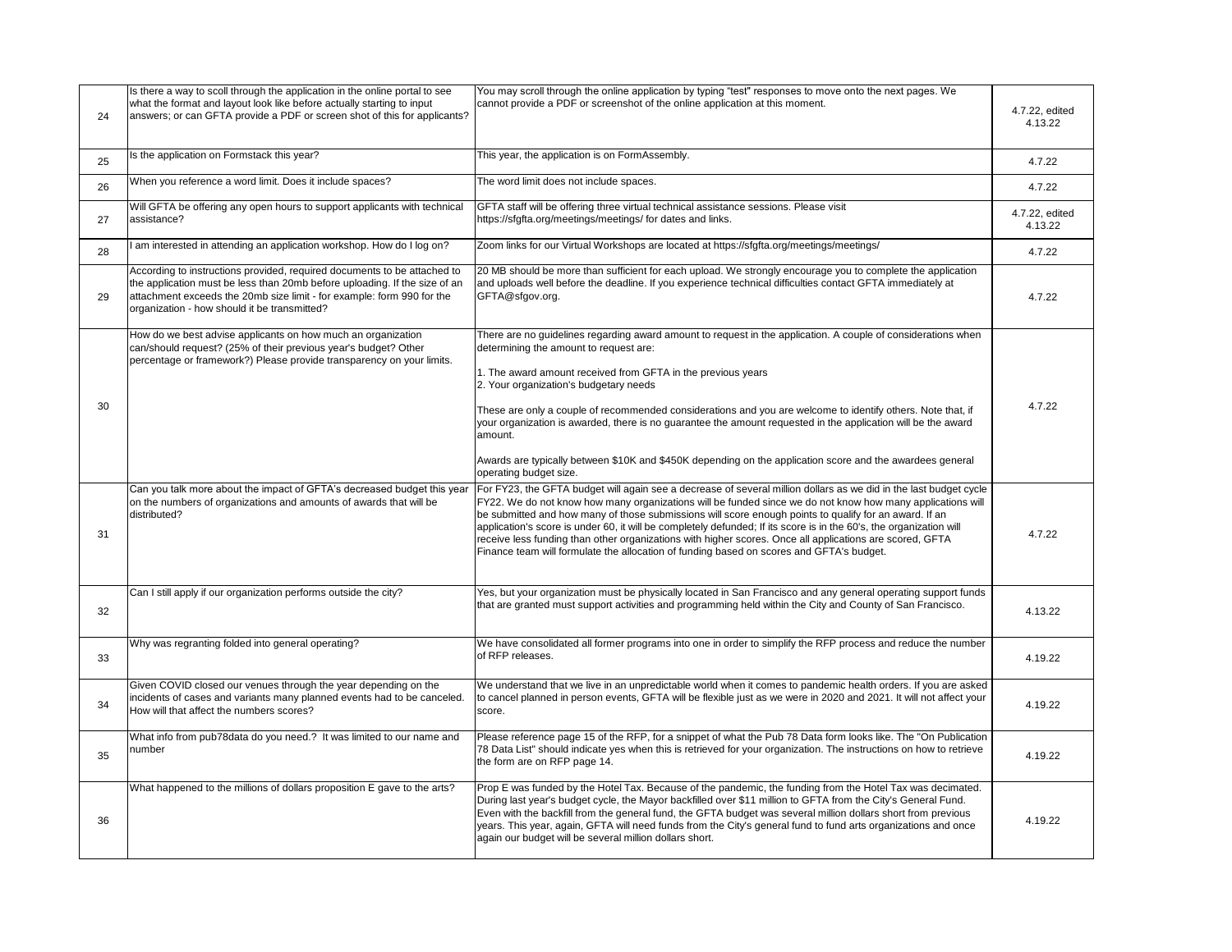| | | | |
|---|---|---|---|
| 24 | Is there a way to scoll through the application in the online portal to see what the format and layout look like before actually starting to input answers; or can GFTA provide a PDF or screen shot of this for applicants? | You may scroll through the online application by typing "test" responses to move onto the next pages. We cannot provide a PDF or screenshot of the online application at this moment. | 4.7.22, edited 4.13.22 |
| 25 | Is the application on Formstack this year? | This year, the application is on FormAssembly. | 4.7.22 |
| 26 | When you reference a word limit. Does it include spaces? | The word limit does not include spaces. | 4.7.22 |
| 27 | Will GFTA be offering any open hours to support applicants with technical assistance? | GFTA staff will be offering three virtual technical assistance sessions. Please visit https://sfgfta.org/meetings/meetings/ for dates and links. | 4.7.22, edited 4.13.22 |
| 28 | I am interested in attending an application workshop. How do I log on? | Zoom links for our Virtual Workshops are located at https://sfgfta.org/meetings/meetings/ | 4.7.22 |
| 29 | According to instructions provided, required documents to be attached to the application must be less than 20mb before uploading. If the size of an attachment exceeds the 20mb size limit - for example: form 990 for the organization - how should it be transmitted? | 20 MB should be more than sufficient for each upload. We strongly encourage you to complete the application and uploads well before the deadline. If you experience technical difficulties contact GFTA immediately at GFTA@sfgov.org. | 4.7.22 |
| 30 | How do we best advise applicants on how much an organization can/should request? (25% of their previous year's budget? Other percentage or framework?) Please provide transparency on your limits. | There are no guidelines regarding award amount to request in the application. A couple of considerations when determining the amount to request are:<br><br>1. The award amount received from GFTA in the previous years<br>2. Your organization's budgetary needs<br><br>These are only a couple of recommended considerations and you are welcome to identify others. Note that, if your organization is awarded, there is no guarantee the amount requested in the application will be the award amount.<br><br>Awards are typically between $10K and $450K depending on the application score and the awardees general operating budget size. | 4.7.22 |
| 31 | Can you talk more about the impact of GFTA's decreased budget this year on the numbers of organizations and amounts of awards that will be distributed? | For FY23, the GFTA budget will again see a decrease of several million dollars as we did in the last budget cycle FY22. We do not know how many organizations will be funded since we do not know how many applications will be submitted and how many of those submissions will score enough points to qualify for an award. If an application's score is under 60, it will be completely defunded; If its score is in the 60's, the organization will receive less funding than other organizations with higher scores. Once all applications are scored, GFTA Finance team will formulate the allocation of funding based on scores and GFTA's budget. | 4.7.22 |
| 32 | Can I still apply if our organization performs outside the city? | Yes, but your organization must be physically located in San Francisco and any general operating support funds that are granted must support activities and programming held within the City and County of San Francisco. | 4.13.22 |
| 33 | Why was regranting folded into general operating? | We have consolidated all former programs into one in order to simplify the RFP process and reduce the number of RFP releases. | 4.19.22 |
| 34 | Given COVID closed our venues through the year depending on the incidents of cases and variants many planned events had to be canceled. How will that affect the numbers scores? | We understand that we live in an unpredictable world when it comes to pandemic health orders. If you are asked to cancel planned in person events, GFTA will be flexible just as we were in 2020 and 2021. It will not affect your score. | 4.19.22 |
| 35 | What info from pub78data do you need.? It was limited to our name and number | Please reference page 15 of the RFP, for a snippet of what the Pub 78 Data form looks like. The "On Publication 78 Data List" should indicate yes when this is retrieved for your organization. The instructions on how to retrieve the form are on RFP page 14. | 4.19.22 |
| 36 | What happened to the millions of dollars proposition E gave to the arts? | Prop E was funded by the Hotel Tax. Because of the pandemic, the funding from the Hotel Tax was decimated. During last year's budget cycle, the Mayor backfilled over $11 million to GFTA from the City's General Fund. Even with the backfill from the general fund, the GFTA budget was several million dollars short from previous years. This year, again, GFTA will need funds from the City's general fund to fund arts organizations and once again our budget will be several million dollars short. | 4.19.22 |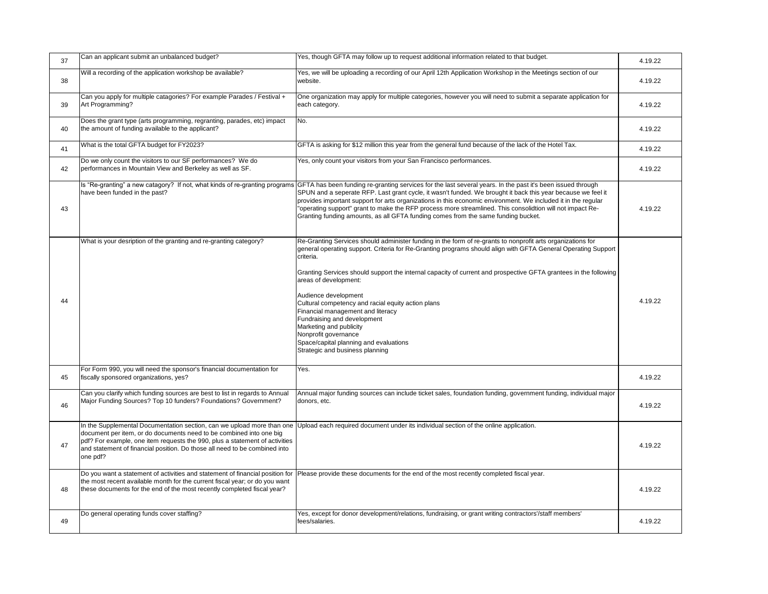| 37 | Can an applicant submit an unbalanced budget? | Yes, though GFTA may follow up to request additional information related to that budget. | 4.19.22 |
|---|---|---|---|
| 38 | Will a recording of the application workshop be available? | Yes, we will be uploading a recording of our April 12th Application Workshop in the Meetings section of our website. | 4.19.22 |
| 39 | Can you apply for multiple catagories? For example Parades / Festival + Art Programming? | One organization may apply for multiple categories, however you will need to submit a separate application for each category. | 4.19.22 |
| 40 | Does the grant type (arts programming, regranting, parades, etc) impact the amount of funding available to the applicant? | No. | 4.19.22 |
| 41 | What is the total GFTA budget for FY2023? | GFTA is asking for $12 million this year from the general fund because of the lack of the Hotel Tax. | 4.19.22 |
| 42 | Do we only count the visitors to our SF performances? We do performances in Mountain View and Berkeley as well as SF. | Yes, only count your visitors from your San Francisco performances. | 4.19.22 |
| 43 | Is "Re-granting" a new catagory? If not, what kinds of re-granting programs have been funded in the past? | GFTA has been funding re-granting services for the last several years. In the past it's been issued through SPUN and a seperate RFP. Last grant cycle, it wasn't funded. We brought it back this year because we feel it provides important support for arts organizations in this economic environment. We included it in the regular "operating support" grant to make the RFP process more streamlined. This consolidtion will not impact Re-Granting funding amounts, as all GFTA funding comes from the same funding bucket. | 4.19.22 |
| 44 | What is your desription of the granting and re-granting category? | Re-Granting Services should administer funding in the form of re-grants to nonprofit arts organizations for general operating support. Criteria for Re-Granting programs should align with GFTA General Operating Support criteria.<br><br>Granting Services should support the internal capacity of current and prospective GFTA grantees in the following areas of development:<br><br>Audience development<br>Cultural competency and racial equity action plans<br>Financial management and literacy<br>Fundraising and development<br>Marketing and publicity<br>Nonprofit governance<br>Space/capital planning and evaluations<br>Strategic and business planning | 4.19.22 |
| 45 | For Form 990, you will need the sponsor's financial documentation for fiscally sponsored organizations, yes? | Yes. | 4.19.22 |
| 46 | Can you clarify which funding sources are best to list in regards to Annual Major Funding Sources? Top 10 funders? Foundations? Government? | Annual major funding sources can include ticket sales, foundation funding, government funding, individual major donors, etc. | 4.19.22 |
| 47 | In the Supplemental Documentation section, can we upload more than one document per item, or do documents need to be combined into one big pdf? For example, one item requests the 990, plus a statement of activities and statement of financial position. Do those all need to be combined into one pdf? | Upload each required document under its individual section of the online application. | 4.19.22 |
| 48 | Do you want a statement of activities and statement of financial position for the most recent available month for the current fiscal year; or do you want these documents for the end of the most recently completed fiscal year? | Please provide these documents for the end of the most recently completed fiscal year. | 4.19.22 |
| 49 | Do general operating funds cover staffing? | Yes, except for donor development/relations, fundraising, or grant writing contractors'/staff members' fees/salaries. | 4.19.22 |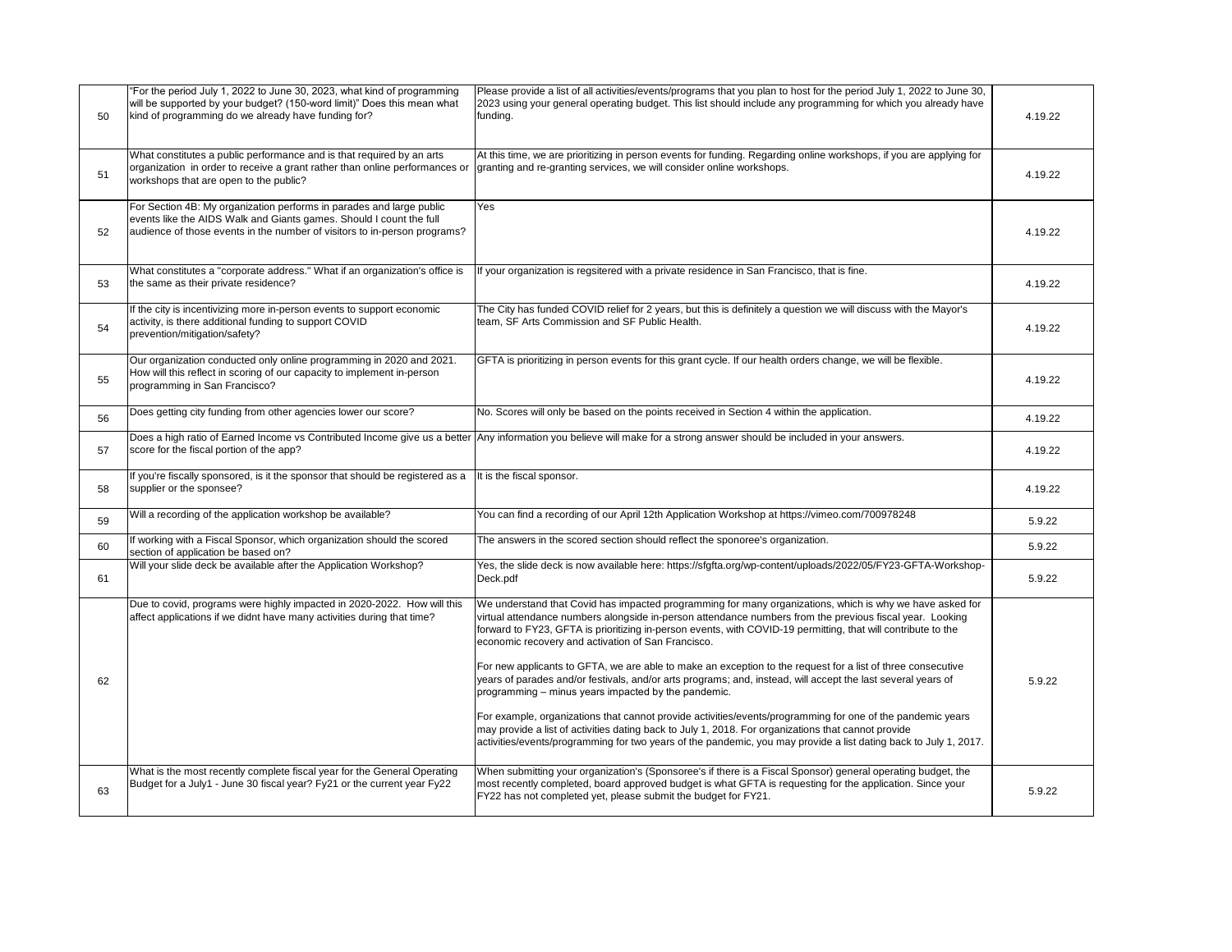| | | | |
|---|---|---|---|
| 50 | "For the period July 1, 2022 to June 30, 2023, what kind of programming will be supported by your budget? (150-word limit)" Does this mean what kind of programming do we already have funding for? | Please provide a list of all activities/events/programs that you plan to host for the period July 1, 2022 to June 30, 2023 using your general operating budget. This list should include any programming for which you already have funding. | 4.19.22 |
| 51 | What constitutes a public performance and is that required by an arts organization in order to receive a grant rather than online performances or workshops that are open to the public? | At this time, we are prioritizing in person events for funding. Regarding online workshops, if you are applying for granting and re-granting services, we will consider online workshops. | 4.19.22 |
| 52 | For Section 4B: My organization performs in parades and large public events like the AIDS Walk and Giants games. Should I count the full audience of those events in the number of visitors to in-person programs? | Yes | 4.19.22 |
| 53 | What constitutes a "corporate address." What if an organization's office is the same as their private residence? | If your organization is regsitered with a private residence in San Francisco, that is fine. | 4.19.22 |
| 54 | If the city is incentivizing more in-person events to support economic activity, is there additional funding to support COVID prevention/mitigation/safety? | The City has funded COVID relief for 2 years, but this is definitely a question we will discuss with the Mayor's team, SF Arts Commission and SF Public Health. | 4.19.22 |
| 55 | Our organization conducted only online programming in 2020 and 2021. How will this reflect in scoring of our capacity to implement in-person programming in San Francisco? | GFTA is prioritizing in person events for this grant cycle. If our health orders change, we will be flexible. | 4.19.22 |
| 56 | Does getting city funding from other agencies lower our score? | No. Scores will only be based on the points received in Section 4 within the application. | 4.19.22 |
| 57 | Does a high ratio of Earned Income vs Contributed Income give us a better score for the fiscal portion of the app? | Any information you believe will make for a strong answer should be included in your answers. | 4.19.22 |
| 58 | If you're fiscally sponsored, is it the sponsor that should be registered as a supplier or the sponsee? | It is the fiscal sponsor. | 4.19.22 |
| 59 | Will a recording of the application workshop be available? | You can find a recording of our April 12th Application Workshop at https://vimeo.com/700978248 | 5.9.22 |
| 60 | If working with a Fiscal Sponsor, which organization should the scored section of application be based on? | The answers in the scored section should reflect the sponoree's organization. | 5.9.22 |
| 61 | Will your slide deck be available after the Application Workshop? | Yes, the slide deck is now available here: https://sfgfta.org/wp-content/uploads/2022/05/FY23-GFTA-Workshop-Deck.pdf | 5.9.22 |
| 62 | Due to covid, programs were highly impacted in 2020-2022. How will this affect applications if we didnt have many activities during that time? | We understand that Covid has impacted programming for many organizations, which is why we have asked for virtual attendance numbers alongside in-person attendance numbers from the previous fiscal year. Looking forward to FY23, GFTA is prioritizing in-person events, with COVID-19 permitting, that will contribute to the economic recovery and activation of San Francisco.<br><br>For new applicants to GFTA, we are able to make an exception to the request for a list of three consecutive years of parades and/or festivals, and/or arts programs; and, instead, will accept the last several years of programming – minus years impacted by the pandemic.<br><br>For example, organizations that cannot provide activities/events/programming for one of the pandemic years may provide a list of activities dating back to July 1, 2018. For organizations that cannot provide activities/events/programming for two years of the pandemic, you may provide a list dating back to July 1, 2017. | 5.9.22 |
| 63 | What is the most recently complete fiscal year for the General Operating Budget for a July1 - June 30 fiscal year? Fy21 or the current year Fy22 | When submitting your organization's (Sponsoree's if there is a Fiscal Sponsor) general operating budget, the most recently completed, board approved budget is what GFTA is requesting for the application. Since your FY22 has not completed yet, please submit the budget for FY21. | 5.9.22 |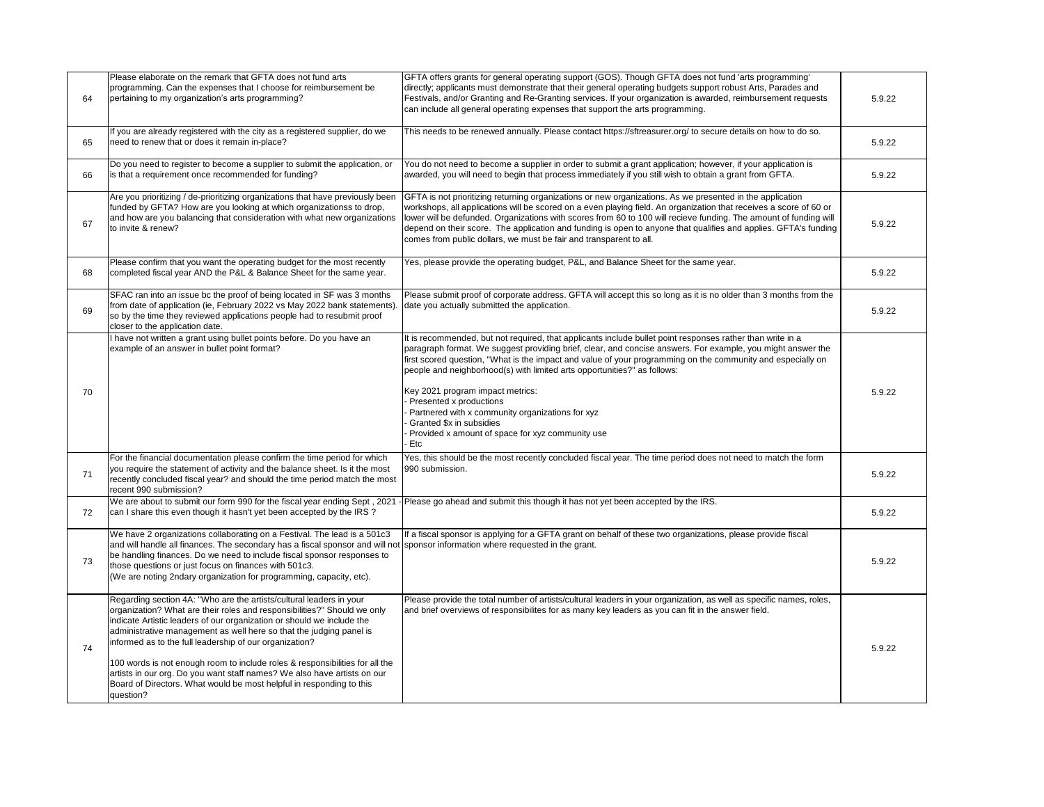| | | | |
|---|---|---|---|
| 64 | Please elaborate on the remark that GFTA does not fund arts programming. Can the expenses that I choose for reimbursement be pertaining to my organization's arts programming? | GFTA offers grants for general operating support (GOS). Though GFTA does not fund 'arts programming' directly; applicants must demonstrate that their general operating budgets support robust Arts, Parades and Festivals, and/or Granting and Re-Granting services. If your organization is awarded, reimbursement requests can include all general operating expenses that support the arts programming. | 5.9.22 |
| 65 | If you are already registered with the city as a registered supplier, do we need to renew that or does it remain in-place? | This needs to be renewed annually. Please contact https://sftreasurer.org/ to secure details on how to do so. | 5.9.22 |
| 66 | Do you need to register to become a supplier to submit the application, or is that a requirement once recommended for funding? | You do not need to become a supplier in order to submit a grant application; however, if your application is awarded, you will need to begin that process immediately if you still wish to obtain a grant from GFTA. | 5.9.22 |
| 67 | Are you prioritizing / de-prioritizing organizations that have previously been funded by GFTA? How are you looking at which organizationss to drop, and how are you balancing that consideration with what new organizations to invite & renew? | GFTA is not prioritizing returning organizations or new organizations. As we presented in the application workshops, all applications will be scored on a even playing field. An organization that receives a score of 60 or lower will be defunded. Organizations with scores from 60 to 100 will recieve funding. The amount of funding will depend on their score. The application and funding is open to anyone that qualifies and applies. GFTA's funding comes from public dollars, we must be fair and transparent to all. | 5.9.22 |
| 68 | Please confirm that you want the operating budget for the most recently completed fiscal year AND the P&L & Balance Sheet for the same year. | Yes, please provide the operating budget, P&L, and Balance Sheet for the same year. | 5.9.22 |
| 69 | SFAC ran into an issue bc the proof of being located in SF was 3 months from date of application (ie, February 2022 vs May 2022 bank statements). so by the time they reviewed applications people had to resubmit proof closer to the application date. | Please submit proof of corporate address. GFTA will accept this so long as it is no older than 3 months from the date you actually submitted the application. | 5.9.22 |
| 70 | I have not written a grant using bullet points before. Do you have an example of an answer in bullet point format? | It is recommended, but not required, that applicants include bullet point responses rather than write in a paragraph format. We suggest providing brief, clear, and concise answers. For example, you might answer the first scored question, "What is the impact and value of your programming on the community and especially on people and neighborhood(s) with limited arts opportunities?" as follows:<br><br>Key 2021 program impact metrics:<br>- Presented x productions<br>- Partnered with x community organizations for xyz<br>- Granted $x in subsidies<br>- Provided x amount of space for xyz community use<br>- Etc | 5.9.22 |
| 71 | For the financial documentation please confirm the time period for which you require the statement of activity and the balance sheet. Is it the most recently concluded fiscal year? and should the time period match the most recent 990 submission? | Yes, this should be the most recently concluded fiscal year. The time period does not need to match the form 990 submission. | 5.9.22 |
| 72 | We are about to submit our form 990 for the fiscal year ending Sept , 2021 - can I share this even though it hasn't yet been accepted by the IRS ? | Please go ahead and submit this though it has not yet been accepted by the IRS. | 5.9.22 |
| 73 | We have 2 organizations collaborating on a Festival. The lead is a 501c3 and will handle all finances. The secondary has a fiscal sponsor and will not be handling finances. Do we need to include fiscal sponsor responses to those questions or just focus on finances with 501c3.<br>(We are noting 2ndary organization for programming, capacity, etc). | If a fiscal sponsor is applying for a GFTA grant on behalf of these two organizations, please provide fiscal sponsor information where requested in the grant. | 5.9.22 |
| 74 | Regarding section 4A: "Who are the artists/cultural leaders in your organization? What are their roles and responsibilities?" Should we only indicate Artistic leaders of our organization or should we include the administrative management as well here so that the judging panel is informed as to the full leadership of our organization?<br><br>100 words is not enough room to include roles & responsibilities for all the artists in our org. Do you want staff names? We also have artists on our Board of Directors. What would be most helpful in responding to this question? | Please provide the total number of artists/cultural leaders in your organization, as well as specific names, roles, and brief overviews of responsibilites for as many key leaders as you can fit in the answer field. | 5.9.22 |